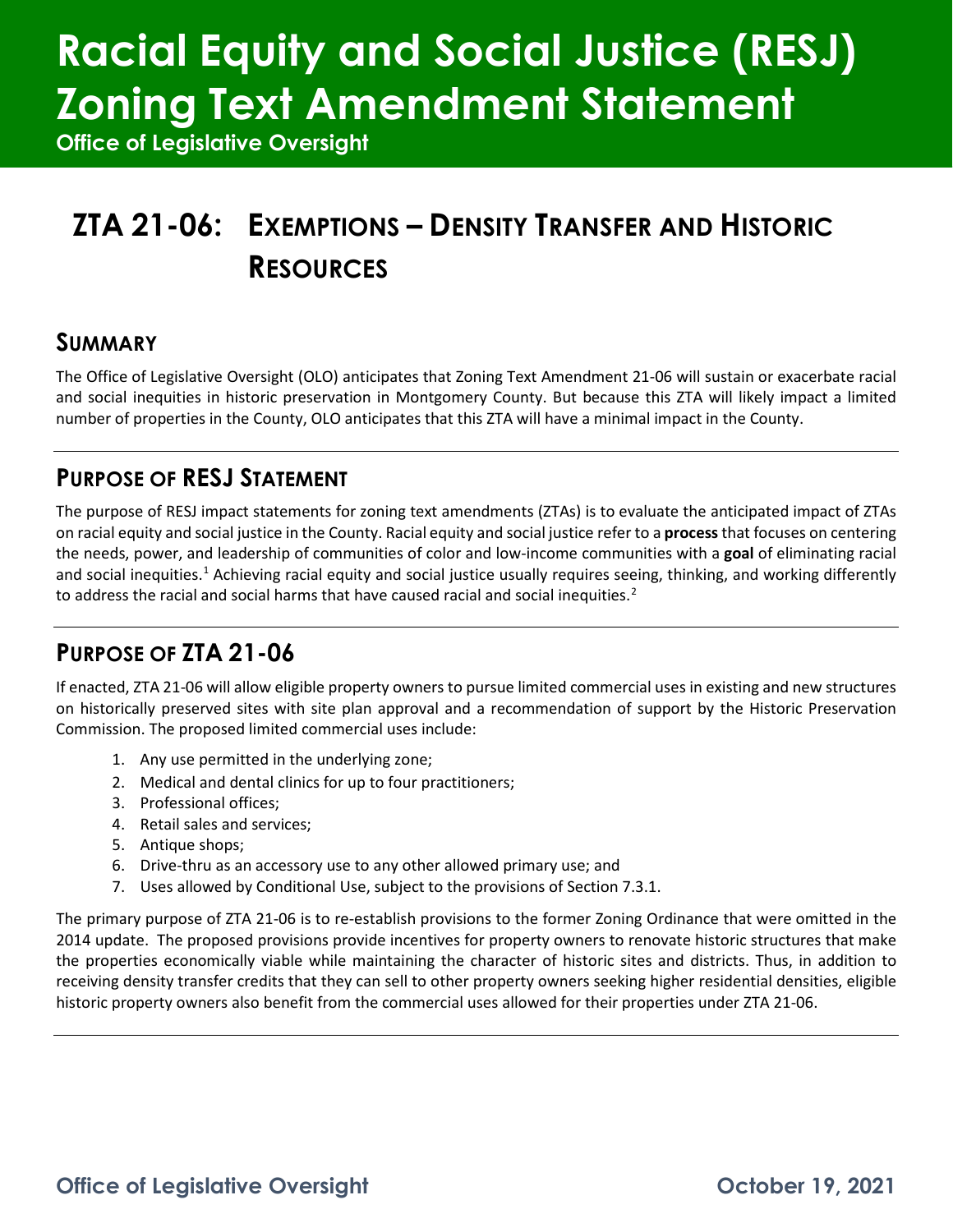# Racial Equity and Social Justice (RESJ) Zoning Text Amendment Statement

**Office of Legislative Oversight**

## ZTA 21-06: Exemptions – Density Transfer and Historic Resources

### Summary

The Office of Legislative Oversight (OLO) anticipates that Zoning Text Amendment 21-06 will sustain or exacerbate racial and social inequities in historic preservation in Montgomery County. But because this ZTA will likely impact a limited number of properties in the County, OLO anticipates that this ZTA will have a minimal impact in the County.

### Purpose of RESJ Statement

The purpose of RESJ impact statements for zoning text amendments (ZTAs) is to evaluate the anticipated impact of ZTAs on racial equity and social justice in the County. Racial equity and social justice refer to a **process** that focuses on centering the needs, power, and leadership of communities of color and low-income communities with a **goal** of eliminating racial and social inequities.[1] Achieving racial equity and social justice usually requires seeing, thinking, and working differently to address the racial and social harms that have caused racial and social inequities.[2]

### Purpose of ZTA 21-06

If enacted, ZTA 21-06 will allow eligible property owners to pursue limited commercial uses in existing and new structures on historically preserved sites with site plan approval and a recommendation of support by the Historic Preservation Commission. The proposed limited commercial uses include:

1. Any use permitted in the underlying zone;
2. Medical and dental clinics for up to four practitioners;
3. Professional offices;
4. Retail sales and services;
5. Antique shops;
6. Drive-thru as an accessory use to any other allowed primary use; and
7. Uses allowed by Conditional Use, subject to the provisions of Section 7.3.1.

The primary purpose of ZTA 21-06 is to re-establish provisions to the former Zoning Ordinance that were omitted in the 2014 update. The proposed provisions provide incentives for property owners to renovate historic structures that make the properties economically viable while maintaining the character of historic sites and districts. Thus, in addition to receiving density transfer credits that they can sell to other property owners seeking higher residential densities, eligible historic property owners also benefit from the commercial uses allowed for their properties under ZTA 21-06.

Office of Legislative Oversight October 19, 2021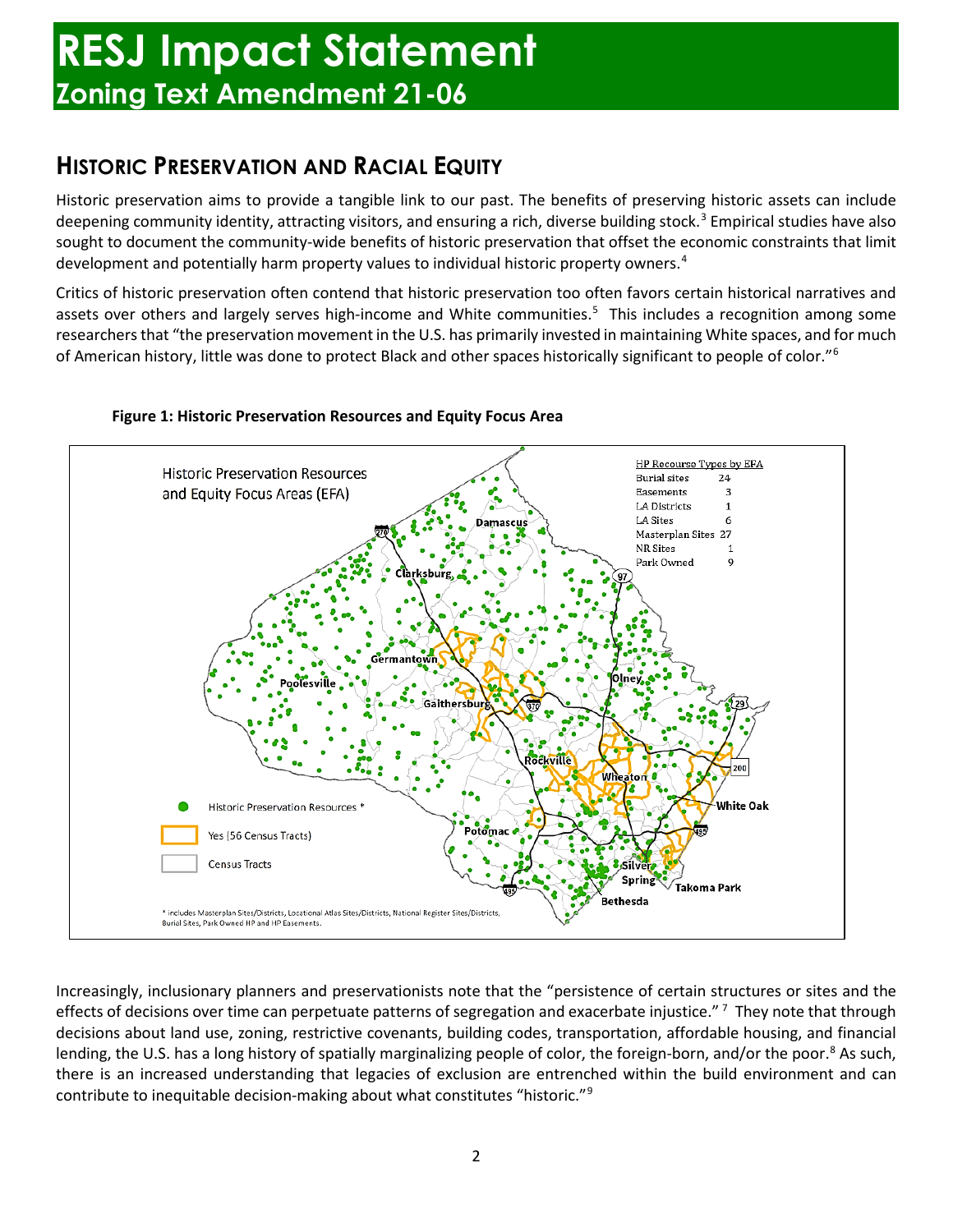# RESJ Impact Statement
## Zoning Text Amendment 21-06

## HISTORIC PRESERVATION AND RACIAL EQUITY

Historic preservation aims to provide a tangible link to our past. The benefits of preserving historic assets can include deepening community identity, attracting visitors, and ensuring a rich, diverse building stock.[3] Empirical studies have also sought to document the community-wide benefits of historic preservation that offset the economic constraints that limit development and potentially harm property values to individual historic property owners.[4]

Critics of historic preservation often contend that historic preservation too often favors certain historical narratives and assets over others and largely serves high-income and White communities.[5] This includes a recognition among some researchers that "the preservation movement in the U.S. has primarily invested in maintaining White spaces, and for much of American history, little was done to protect Black and other spaces historically significant to people of color."[6]

**Figure 1: Historic Preservation Resources and Equity Focus Area**

Historic Preservation Resources and Equity Focus Areas (EFA)

| HP Recourse Types by EFA | |
|---|---|
| Burial sites | 24 |
| Easements | 3 |
| LA Districts | 1 |
| LA Sites | 6 |
| Masterplan Sites | 27 |
| NR Sites | 1 |
| Park Owned | 9 |

- Historic Preservation Resources *
- Yes (56 Census Tracts)
- Census Tracts

\* includes Masterplan Sites/Districts, Locational Atlas Sites/Districts, National Register Sites/Districts, Burial Sites, Park Owned HP and HP Easements.

Increasingly, inclusionary planners and preservationists note that the "persistence of certain structures or sites and the effects of decisions over time can perpetuate patterns of segregation and exacerbate injustice."[7] They note that through decisions about land use, zoning, restrictive covenants, building codes, transportation, affordable housing, and financial lending, the U.S. has a long history of spatially marginalizing people of color, the foreign-born, and/or the poor.[8] As such, there is an increased understanding that legacies of exclusion are entrenched within the build environment and can contribute to inequitable decision-making about what constitutes "historic."[9]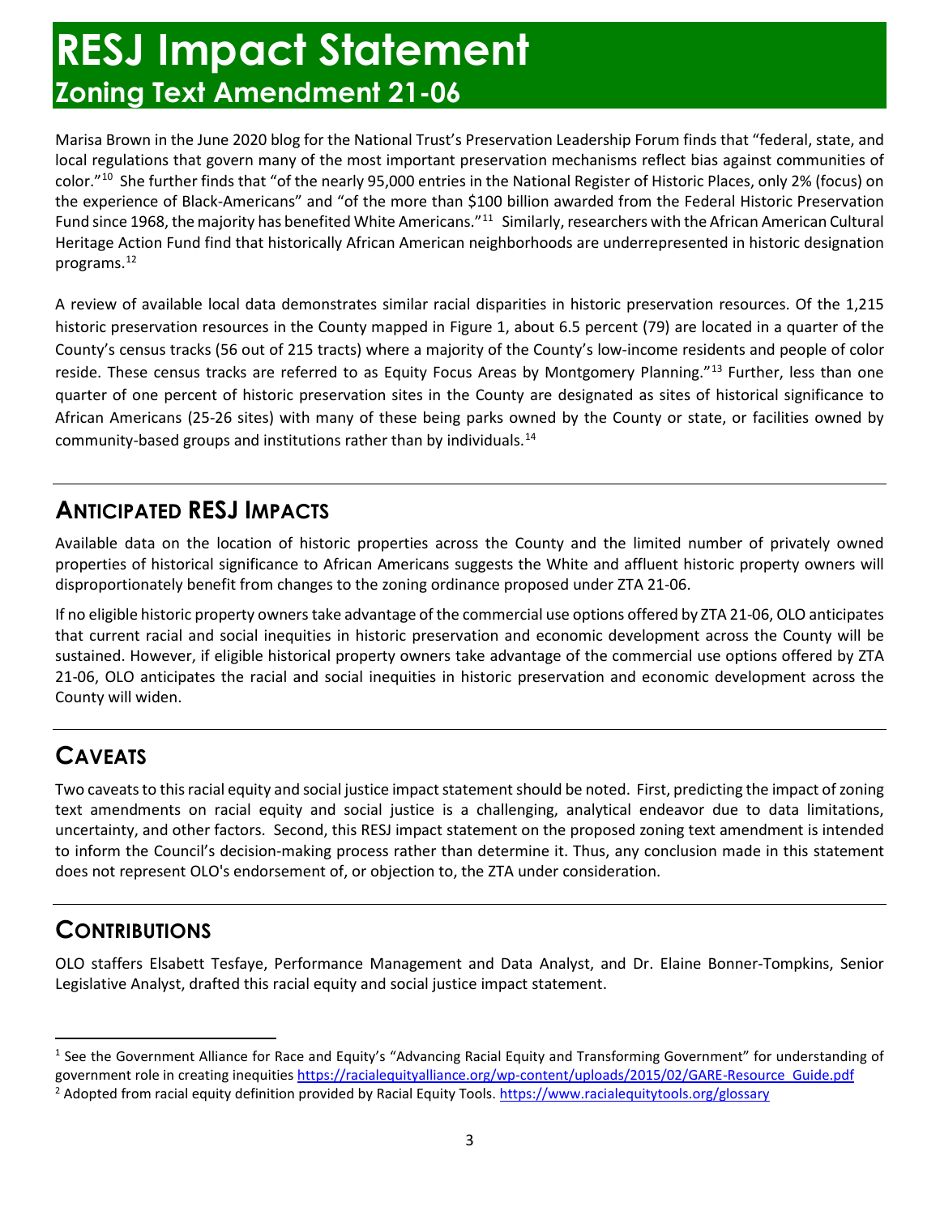# RESJ Impact Statement
## Zoning Text Amendment 21-06

Marisa Brown in the June 2020 blog for the National Trust's Preservation Leadership Forum finds that "federal, state, and local regulations that govern many of the most important preservation mechanisms reflect bias against communities of color."[10] She further finds that "of the nearly 95,000 entries in the National Register of Historic Places, only 2% (focus) on the experience of Black-Americans" and "of the more than $100 billion awarded from the Federal Historic Preservation Fund since 1968, the majority has benefited White Americans."[11] Similarly, researchers with the African American Cultural Heritage Action Fund find that historically African American neighborhoods are underrepresented in historic designation programs.[12]

A review of available local data demonstrates similar racial disparities in historic preservation resources. Of the 1,215 historic preservation resources in the County mapped in Figure 1, about 6.5 percent (79) are located in a quarter of the County's census tracks (56 out of 215 tracts) where a majority of the County's low-income residents and people of color reside. These census tracks are referred to as Equity Focus Areas by Montgomery Planning."[13] Further, less than one quarter of one percent of historic preservation sites in the County are designated as sites of historical significance to African Americans (25-26 sites) with many of these being parks owned by the County or state, or facilities owned by community-based groups and institutions rather than by individuals.[14]

## Anticipated RESJ Impacts

Available data on the location of historic properties across the County and the limited number of privately owned properties of historical significance to African Americans suggests the White and affluent historic property owners will disproportionately benefit from changes to the zoning ordinance proposed under ZTA 21-06.

If no eligible historic property owners take advantage of the commercial use options offered by ZTA 21-06, OLO anticipates that current racial and social inequities in historic preservation and economic development across the County will be sustained. However, if eligible historical property owners take advantage of the commercial use options offered by ZTA 21-06, OLO anticipates the racial and social inequities in historic preservation and economic development across the County will widen.

## Caveats

Two caveats to this racial equity and social justice impact statement should be noted. First, predicting the impact of zoning text amendments on racial equity and social justice is a challenging, analytical endeavor due to data limitations, uncertainty, and other factors. Second, this RESJ impact statement on the proposed zoning text amendment is intended to inform the Council's decision-making process rather than determine it. Thus, any conclusion made in this statement does not represent OLO's endorsement of, or objection to, the ZTA under consideration.

## Contributions

OLO staffers Elsabett Tesfaye, Performance Management and Data Analyst, and Dr. Elaine Bonner-Tompkins, Senior Legislative Analyst, drafted this racial equity and social justice impact statement.

---

[1] See the Government Alliance for Race and Equity's "Advancing Racial Equity and Transforming Government" for understanding of government role in creating inequities https://racialequityalliance.org/wp-content/uploads/2015/02/GARE-Resource_Guide.pdf

[2] Adopted from racial equity definition provided by Racial Equity Tools. https://www.racialequitytools.org/glossary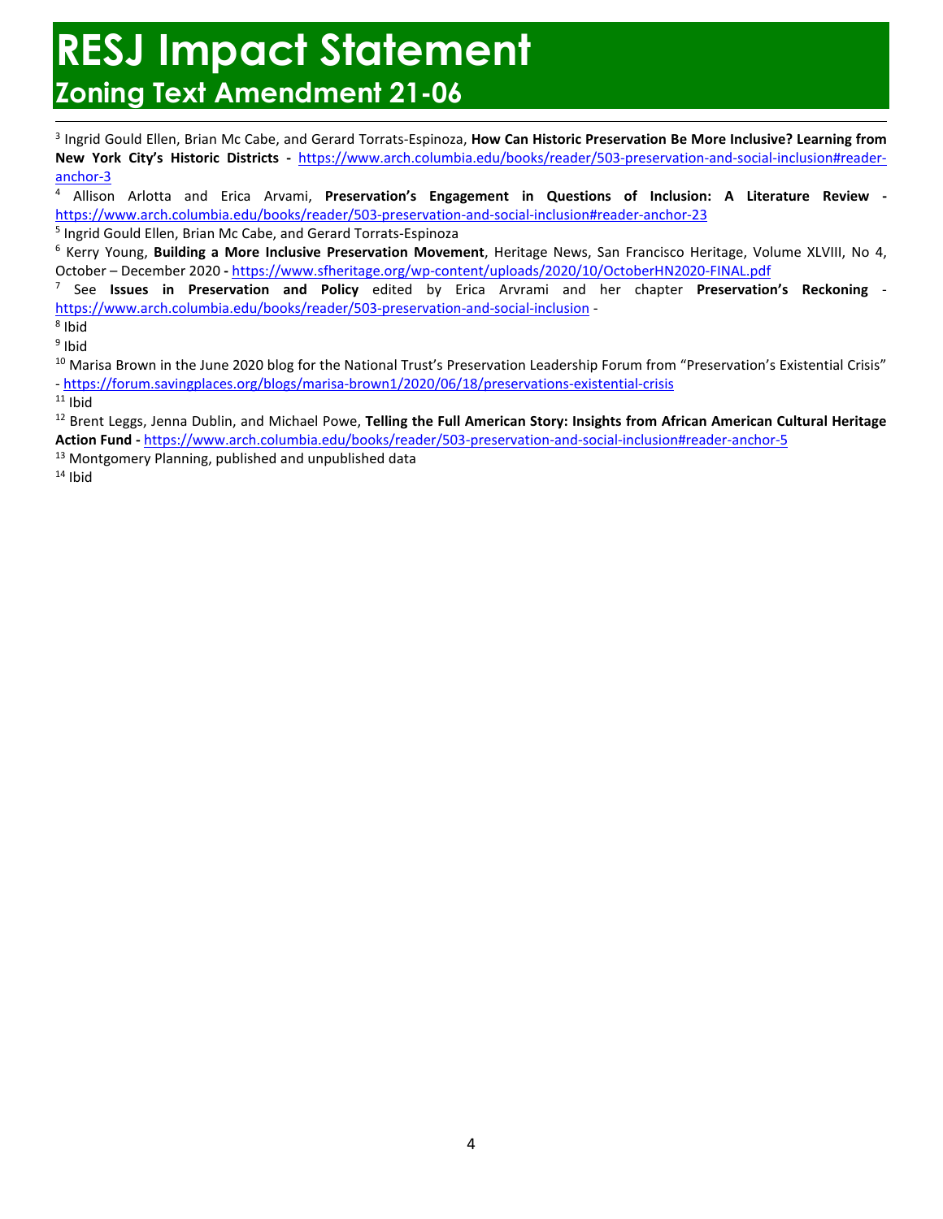# RESJ Impact Statement

## Zoning Text Amendment 21-06

[3] Ingrid Gould Ellen, Brian Mc Cabe, and Gerard Torrats-Espinoza, **How Can Historic Preservation Be More Inclusive? Learning from New York City's Historic Districts -** https://www.arch.columbia.edu/books/reader/503-preservation-and-social-inclusion#reader-anchor-3

[4] Allison Arlotta and Erica Arvami, **Preservation's Engagement in Questions of Inclusion: A Literature Review -** https://www.arch.columbia.edu/books/reader/503-preservation-and-social-inclusion#reader-anchor-23

[5] Ingrid Gould Ellen, Brian Mc Cabe, and Gerard Torrats-Espinoza

[6] Kerry Young, **Building a More Inclusive Preservation Movement**, Heritage News, San Francisco Heritage, Volume XLVIII, No 4, October – December 2020 **-** https://www.sfheritage.org/wp-content/uploads/2020/10/OctoberHN2020-FINAL.pdf

[7] See **Issues in Preservation and Policy** edited by Erica Arvrami and her chapter **Preservation's Reckoning** - https://www.arch.columbia.edu/books/reader/503-preservation-and-social-inclusion -

[8] Ibid

[9] Ibid

[10] Marisa Brown in the June 2020 blog for the National Trust's Preservation Leadership Forum from "Preservation's Existential Crisis" - https://forum.savingplaces.org/blogs/marisa-brown1/2020/06/18/preservations-existential-crisis

[11] Ibid

[12] Brent Leggs, Jenna Dublin, and Michael Powe, **Telling the Full American Story: Insights from African American Cultural Heritage Action Fund -** https://www.arch.columbia.edu/books/reader/503-preservation-and-social-inclusion#reader-anchor-5

[13] Montgomery Planning, published and unpublished data

[14] Ibid